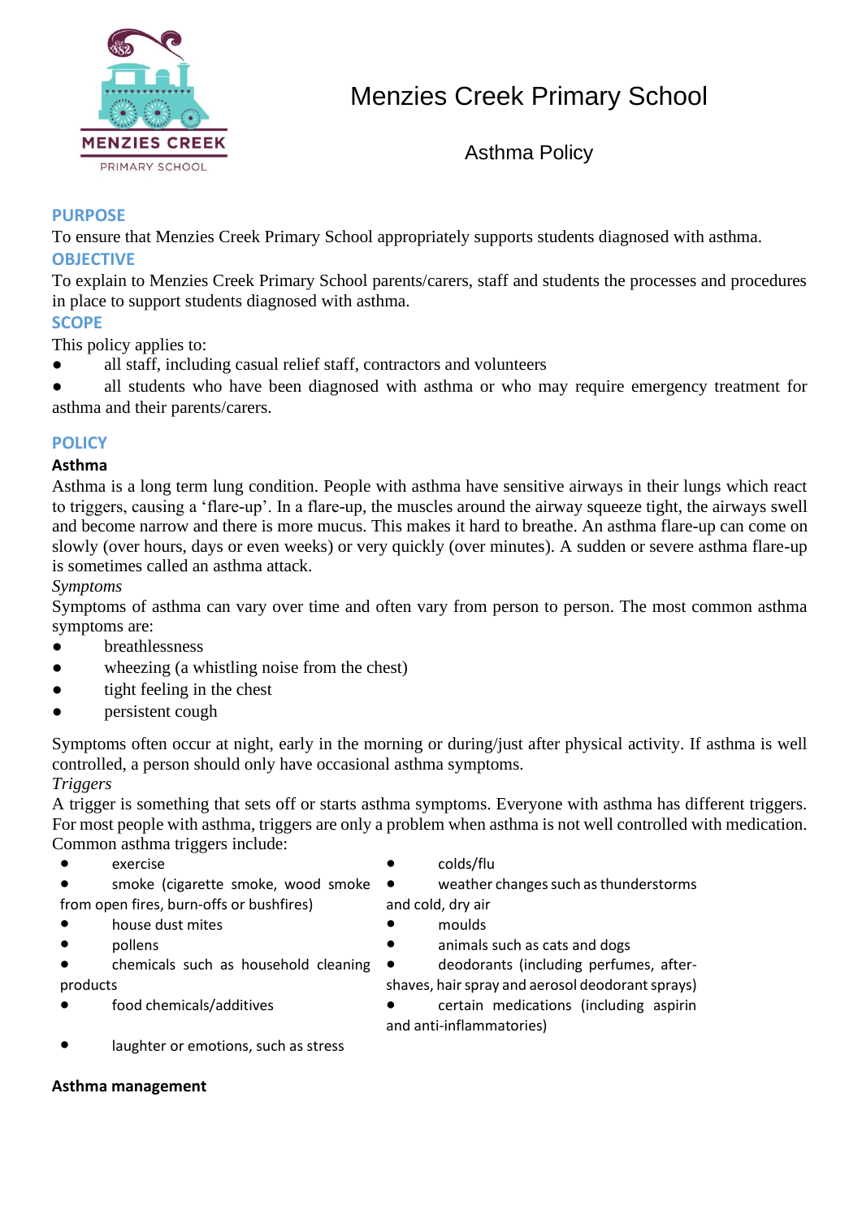# Menzies Creek Primary School

## Asthma Policy

## PURPOSE

To ensure that Menzies Creek Primary School appropriately supports students diagnosed with asthma.

## OBJECTIVE

To explain to Menzies Creek Primary School parents/carers, staff and students the processes and procedures in place to support students diagnosed with asthma.

## SCOPE

This policy applies to:

- all staff, including casual relief staff, contractors and volunteers
- all students who have been diagnosed with asthma or who may require emergency treatment for asthma and their parents/carers.

## POLICY

### Asthma

Asthma is a long term lung condition. People with asthma have sensitive airways in their lungs which react to triggers, causing a 'flare-up'. In a flare-up, the muscles around the airway squeeze tight, the airways swell and become narrow and there is more mucus. This makes it hard to breathe. An asthma flare-up can come on slowly (over hours, days or even weeks) or very quickly (over minutes). A sudden or severe asthma flare-up is sometimes called an asthma attack.

*Symptoms*

Symptoms of asthma can vary over time and often vary from person to person. The most common asthma symptoms are:

- breathlessness
- wheezing (a whistling noise from the chest)
- tight feeling in the chest
- persistent cough

Symptoms often occur at night, early in the morning or during/just after physical activity. If asthma is well controlled, a person should only have occasional asthma symptoms.

*Triggers*

A trigger is something that sets off or starts asthma symptoms. Everyone with asthma has different triggers. For most people with asthma, triggers are only a problem when asthma is not well controlled with medication. Common asthma triggers include:

- exercise
- smoke (cigarette smoke, wood smoke from open fires, burn-offs or bushfires)
- house dust mites
- pollens
- chemicals such as household cleaning products
- food chemicals/additives
- laughter or emotions, such as stress
- colds/flu
- weather changes such as thunderstorms and cold, dry air
- moulds
- animals such as cats and dogs
- deodorants (including perfumes, after-shaves, hair spray and aerosol deodorant sprays)
- certain medications (including aspirin and anti-inflammatories)

### Asthma management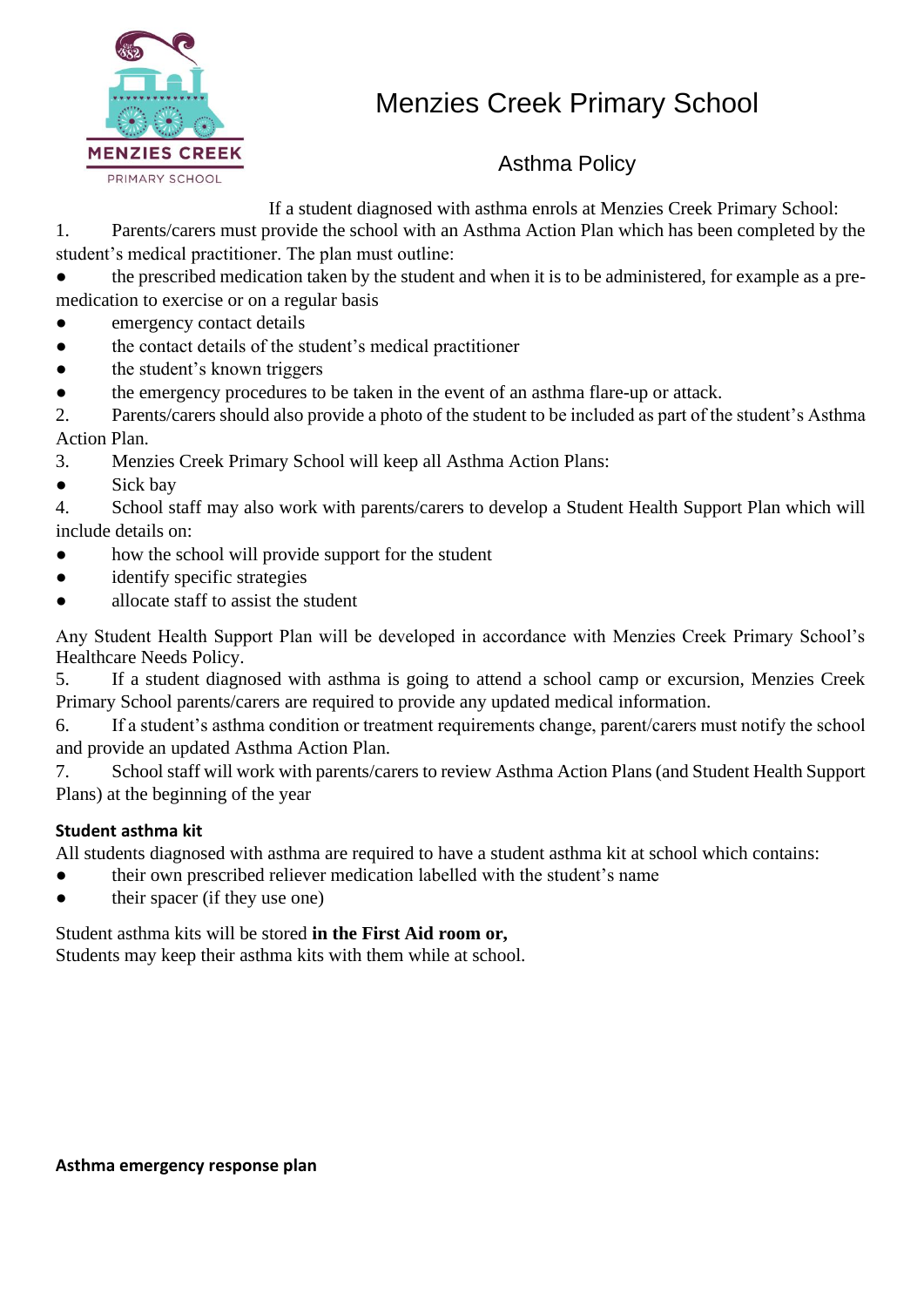# Menzies Creek Primary School

## Asthma Policy

If a student diagnosed with asthma enrols at Menzies Creek Primary School:

1. Parents/carers must provide the school with an Asthma Action Plan which has been completed by the student's medical practitioner. The plan must outline:
   - the prescribed medication taken by the student and when it is to be administered, for example as a pre-medication to exercise or on a regular basis
   - emergency contact details
   - the contact details of the student's medical practitioner
   - the student's known triggers
   - the emergency procedures to be taken in the event of an asthma flare-up or attack.
2. Parents/carers should also provide a photo of the student to be included as part of the student's Asthma Action Plan.
3. Menzies Creek Primary School will keep all Asthma Action Plans:
   - Sick bay
4. School staff may also work with parents/carers to develop a Student Health Support Plan which will include details on:
   - how the school will provide support for the student
   - identify specific strategies
   - allocate staff to assist the student

   Any Student Health Support Plan will be developed in accordance with Menzies Creek Primary School's Healthcare Needs Policy.
5. If a student diagnosed with asthma is going to attend a school camp or excursion, Menzies Creek Primary School parents/carers are required to provide any updated medical information.
6. If a student's asthma condition or treatment requirements change, parent/carers must notify the school and provide an updated Asthma Action Plan.
7. School staff will work with parents/carers to review Asthma Action Plans (and Student Health Support Plans) at the beginning of the year

**Student asthma kit**

All students diagnosed with asthma are required to have a student asthma kit at school which contains:

- their own prescribed reliever medication labelled with the student's name
- their spacer (if they use one)

Student asthma kits will be stored **in the First Aid room or,**
Students may keep their asthma kits with them while at school.

**Asthma emergency response plan**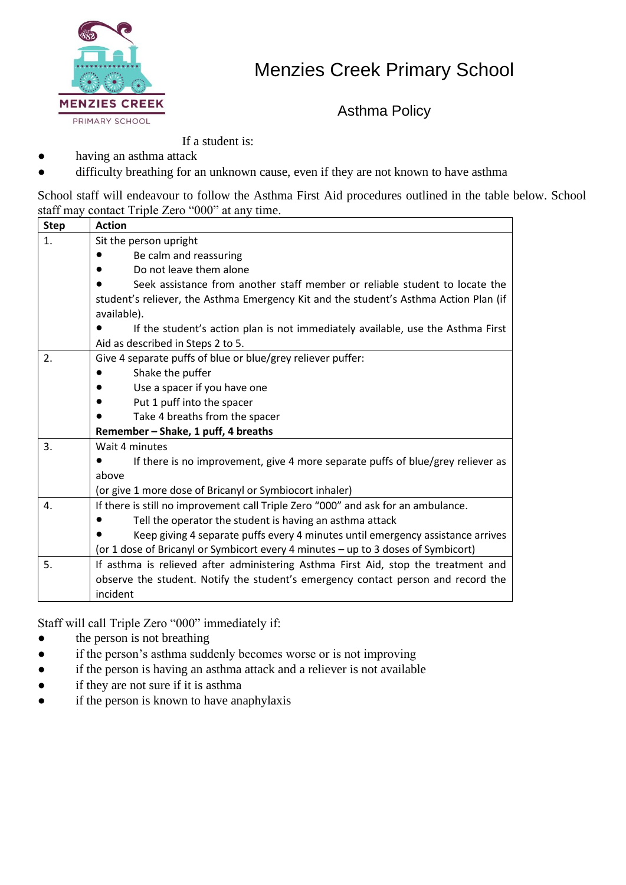# Menzies Creek Primary School

## Asthma Policy

If a student is:

- having an asthma attack
- difficulty breathing for an unknown cause, even if they are not known to have asthma

School staff will endeavour to follow the Asthma First Aid procedures outlined in the table below. School staff may contact Triple Zero "000" at any time.

| Step | Action |
|---|---|
| 1. | Sit the person upright<br>● Be calm and reassuring<br>● Do not leave them alone<br>● Seek assistance from another staff member or reliable student to locate the student's reliever, the Asthma Emergency Kit and the student's Asthma Action Plan (if available).<br>● If the student's action plan is not immediately available, use the Asthma First Aid as described in Steps 2 to 5. |
| 2. | Give 4 separate puffs of blue or blue/grey reliever puffer:<br>● Shake the puffer<br>● Use a spacer if you have one<br>● Put 1 puff into the spacer<br>● Take 4 breaths from the spacer<br>**Remember – Shake, 1 puff, 4 breaths** |
| 3. | Wait 4 minutes<br>● If there is no improvement, give 4 more separate puffs of blue/grey reliever as above<br>(or give 1 more dose of Bricanyl or Symbiocort inhaler) |
| 4. | If there is still no improvement call Triple Zero "000" and ask for an ambulance.<br>● Tell the operator the student is having an asthma attack<br>● Keep giving 4 separate puffs every 4 minutes until emergency assistance arrives<br>(or 1 dose of Bricanyl or Symbicort every 4 minutes – up to 3 doses of Symbicort) |
| 5. | If asthma is relieved after administering Asthma First Aid, stop the treatment and observe the student. Notify the student's emergency contact person and record the incident |

Staff will call Triple Zero "000" immediately if:

- the person is not breathing
- if the person's asthma suddenly becomes worse or is not improving
- if the person is having an asthma attack and a reliever is not available
- if they are not sure if it is asthma
- if the person is known to have anaphylaxis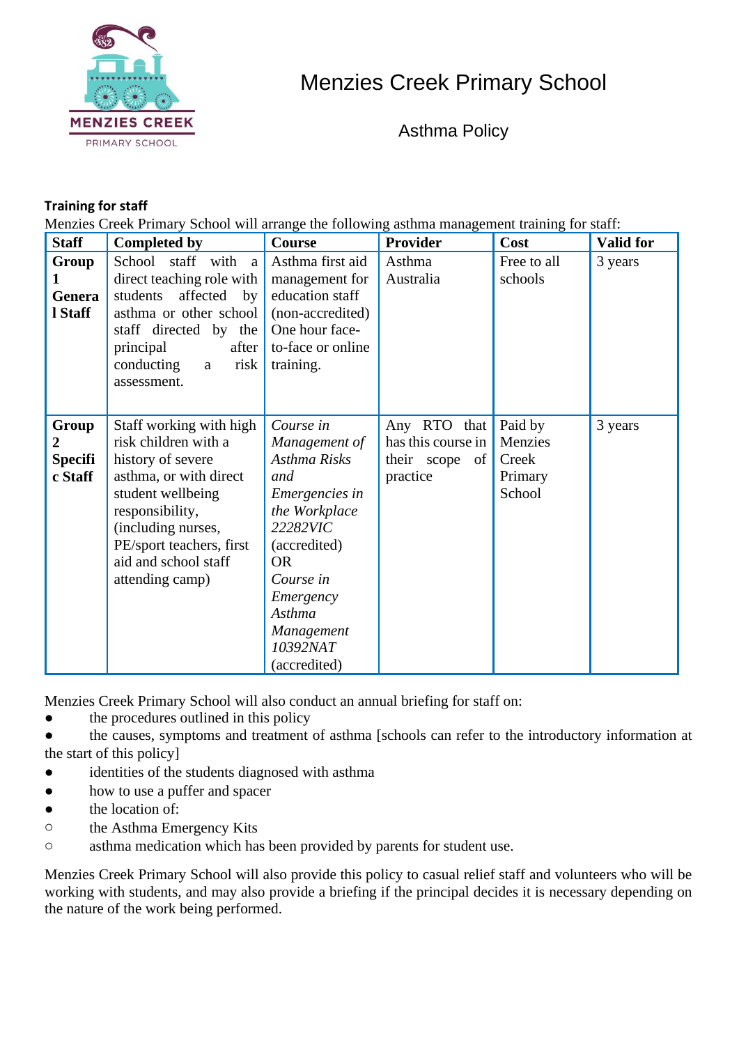Menzies Creek Primary School

Asthma Policy

**Training for staff**

Menzies Creek Primary School will arrange the following asthma management training for staff:

| Staff | Completed by | Course | Provider | Cost | Valid for |
|---|---|---|---|---|---|
| **Group 1 General Staff** | School staff with a direct teaching role with students affected by asthma or other school staff directed by the principal after conducting a risk assessment. | Asthma first aid management for education staff (non-accredited) One hour face-to-face or online training. | Asthma Australia | Free to all schools | 3 years |
| **Group 2 Specific Staff** | Staff working with high risk children with a history of severe asthma, or with direct student wellbeing responsibility, (including nurses, PE/sport teachers, first aid and school staff attending camp) | *Course in Management of Asthma Risks and Emergencies in the Workplace 22282VIC* (accredited) OR *Course in Emergency Asthma Management 10392NAT* (accredited) | Any RTO that has this course in their scope of practice | Paid by Menzies Creek Primary School | 3 years |

Menzies Creek Primary School will also conduct an annual briefing for staff on:

- the procedures outlined in this policy
- the causes, symptoms and treatment of asthma [schools can refer to the introductory information at the start of this policy]
- identities of the students diagnosed with asthma
- how to use a puffer and spacer
- the location of:
  - the Asthma Emergency Kits
  - asthma medication which has been provided by parents for student use.

Menzies Creek Primary School will also provide this policy to casual relief staff and volunteers who will be working with students, and may also provide a briefing if the principal decides it is necessary depending on the nature of the work being performed.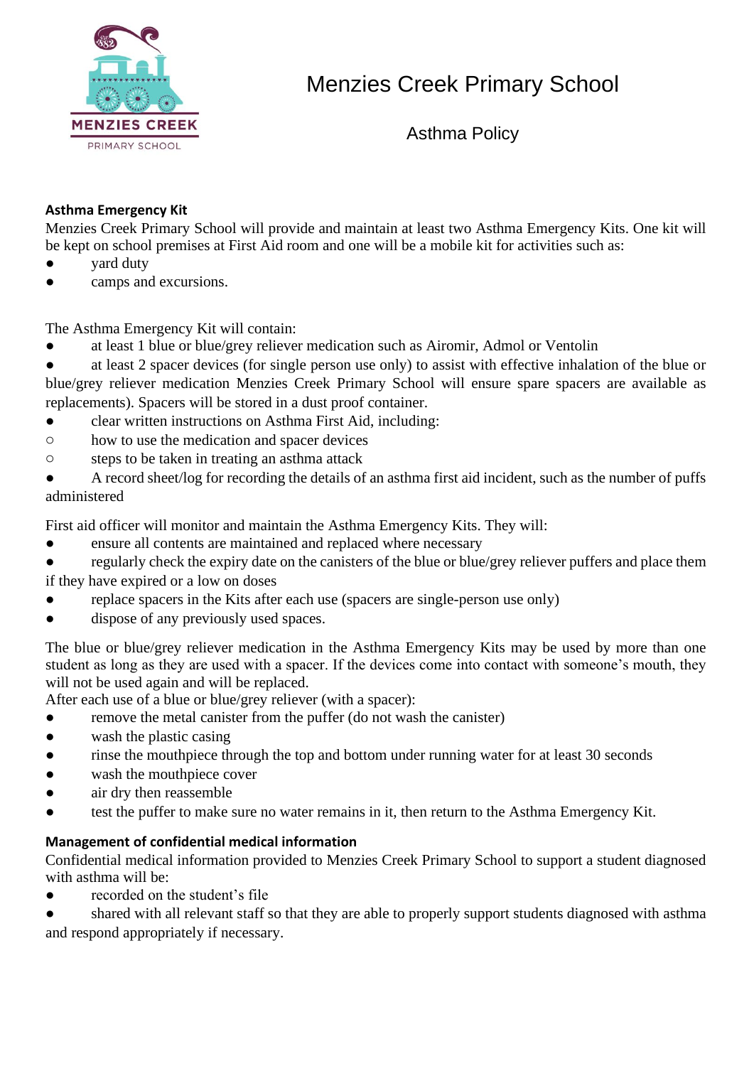# Menzies Creek Primary School

## Asthma Policy

**Asthma Emergency Kit**

Menzies Creek Primary School will provide and maintain at least two Asthma Emergency Kits. One kit will be kept on school premises at First Aid room and one will be a mobile kit for activities such as:

- yard duty
- camps and excursions.

The Asthma Emergency Kit will contain:

- at least 1 blue or blue/grey reliever medication such as Airomir, Admol or Ventolin
- at least 2 spacer devices (for single person use only) to assist with effective inhalation of the blue or blue/grey reliever medication Menzies Creek Primary School will ensure spare spacers are available as replacements). Spacers will be stored in a dust proof container.
- clear written instructions on Asthma First Aid, including:
  - how to use the medication and spacer devices
  - steps to be taken in treating an asthma attack
- A record sheet/log for recording the details of an asthma first aid incident, such as the number of puffs administered

First aid officer will monitor and maintain the Asthma Emergency Kits. They will:

- ensure all contents are maintained and replaced where necessary
- regularly check the expiry date on the canisters of the blue or blue/grey reliever puffers and place them if they have expired or a low on doses
- replace spacers in the Kits after each use (spacers are single-person use only)
- dispose of any previously used spaces.

The blue or blue/grey reliever medication in the Asthma Emergency Kits may be used by more than one student as long as they are used with a spacer. If the devices come into contact with someone's mouth, they will not be used again and will be replaced.

After each use of a blue or blue/grey reliever (with a spacer):

- remove the metal canister from the puffer (do not wash the canister)
- wash the plastic casing
- rinse the mouthpiece through the top and bottom under running water for at least 30 seconds
- wash the mouthpiece cover
- air dry then reassemble
- test the puffer to make sure no water remains in it, then return to the Asthma Emergency Kit.

**Management of confidential medical information**

Confidential medical information provided to Menzies Creek Primary School to support a student diagnosed with asthma will be:

- recorded on the student's file
- shared with all relevant staff so that they are able to properly support students diagnosed with asthma and respond appropriately if necessary.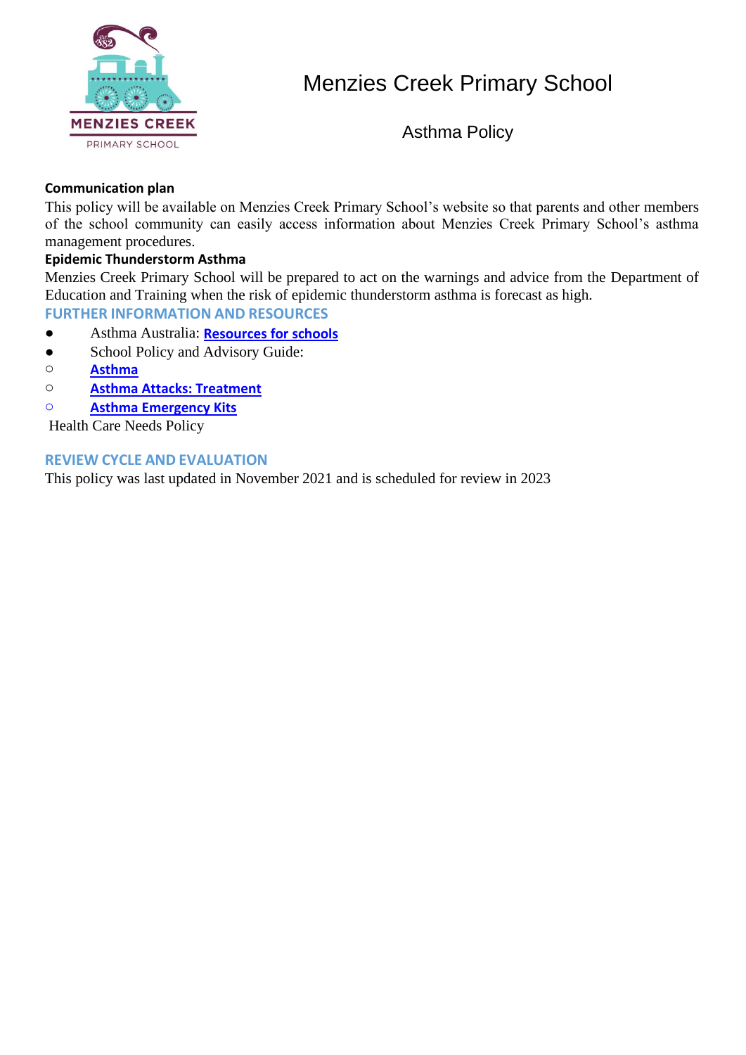# Menzies Creek Primary School

## Asthma Policy

**Communication plan**

This policy will be available on Menzies Creek Primary School's website so that parents and other members of the school community can easily access information about Menzies Creek Primary School's asthma management procedures.

**Epidemic Thunderstorm Asthma**

Menzies Creek Primary School will be prepared to act on the warnings and advice from the Department of Education and Training when the risk of epidemic thunderstorm asthma is forecast as high.

## FURTHER INFORMATION AND RESOURCES

- Asthma Australia: **Resources for schools**
- School Policy and Advisory Guide:
  - **Asthma**
  - **Asthma Attacks: Treatment**
  - **Asthma Emergency Kits**

Health Care Needs Policy

## REVIEW CYCLE AND EVALUATION

This policy was last updated in November 2021 and is scheduled for review in 2023